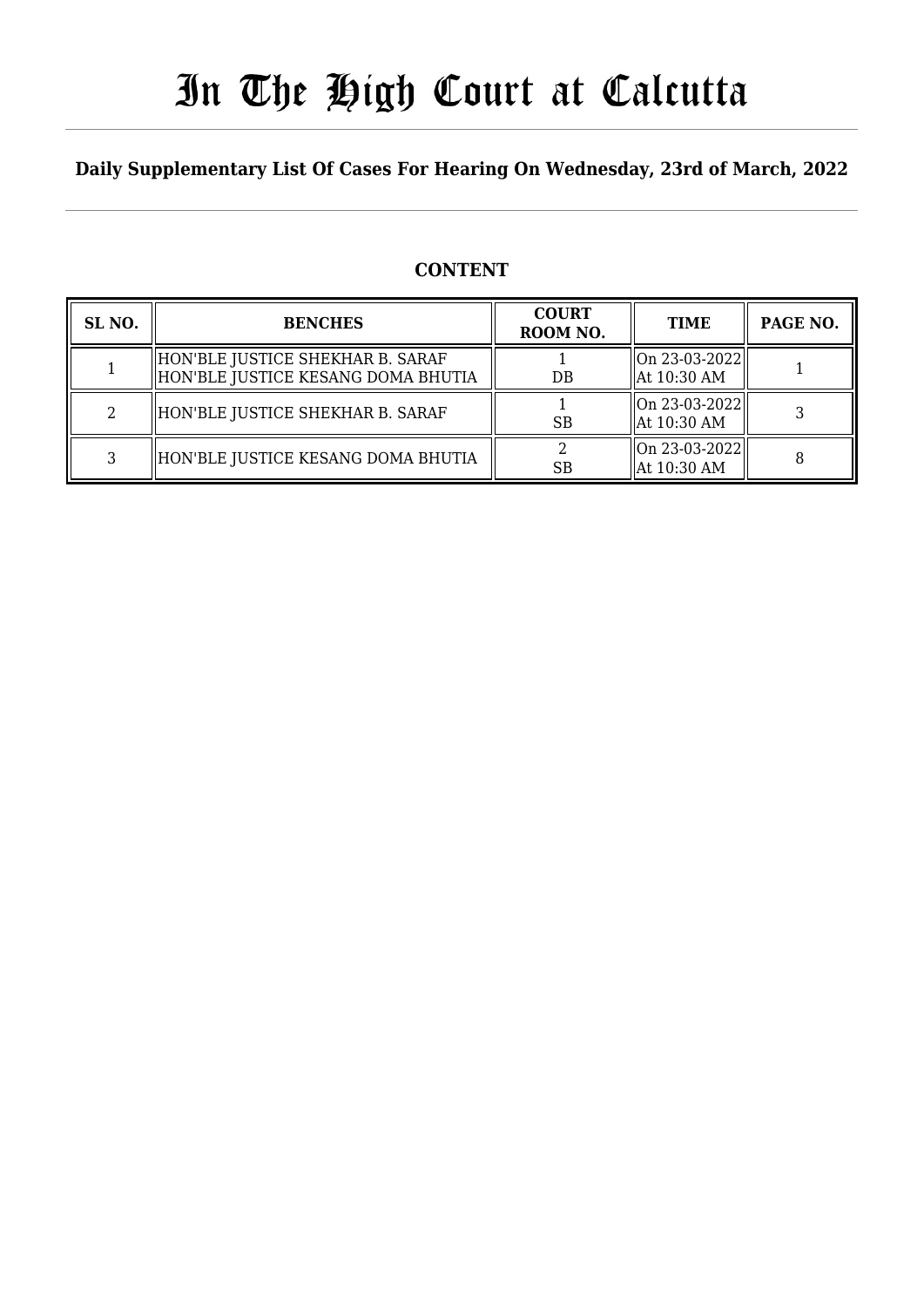# In The High Court at Calcutta

**Daily Supplementary List Of Cases For Hearing On Wednesday, 23rd of March, 2022**

## CONTENT

| SL NO. | BENCHES | COURT ROOM NO. | TIME | PAGE NO. |
|---|---|---|---|---|
| 1 | HON'BLE JUSTICE SHEKHAR B. SARAF<br>HON'BLE JUSTICE KESANG DOMA BHUTIA | 1<br>DB | On 23-03-2022<br>At 10:30 AM | 1 |
| 2 | HON'BLE JUSTICE SHEKHAR B. SARAF | 1<br>SB | On 23-03-2022<br>At 10:30 AM | 3 |
| 3 | HON'BLE JUSTICE KESANG DOMA BHUTIA | 2<br>SB | On 23-03-2022<br>At 10:30 AM | 8 |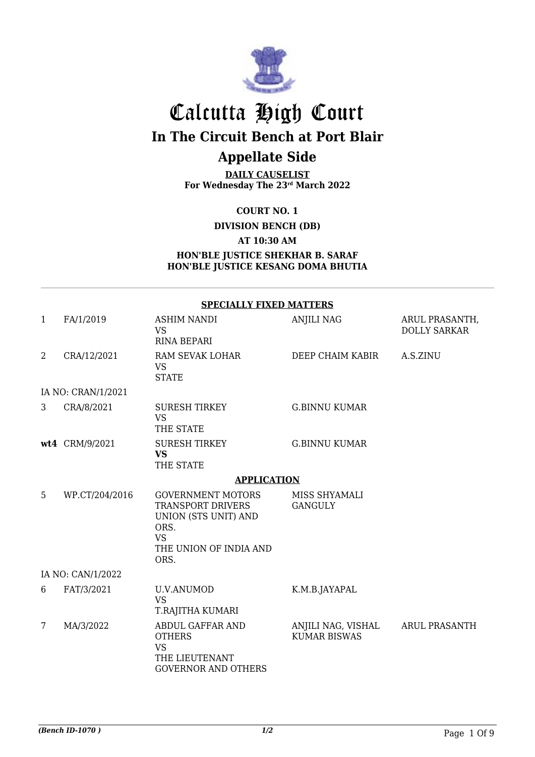# Calcutta High Court

## In The Circuit Bench at Port Blair

## Appellate Side

**DAILY CAUSELIST**
**For Wednesday The 23rd March 2022**

**COURT NO. 1**

**DIVISION BENCH (DB)**

**AT 10:30 AM**

**HON'BLE JUSTICE SHEKHAR B. SARAF**
**HON'BLE JUSTICE KESANG DOMA BHUTIA**

**SPECIALLY FIXED MATTERS**

| | | | | |
|---|---|---|---|---|
| 1 | FA/1/2019 | ASHIM NANDI VS RINA BEPARI | ANJILI NAG | ARUL PRASANTH, DOLLY SARKAR |
| 2 | CRA/12/2021 | RAM SEVAK LOHAR VS STATE | DEEP CHAIM KABIR | A.S.ZINU |
| IA NO: CRAN/1/2021 | | | | |
| 3 | CRA/8/2021 | SURESH TIRKEY VS THE STATE | G.BINNU KUMAR | |
| **wt4** | CRM/9/2021 | SURESH TIRKEY **VS** THE STATE | G.BINNU KUMAR | |

**APPLICATION**

| | | | | |
|---|---|---|---|---|
| 5 | WP.CT/204/2016 | GOVERNMENT MOTORS TRANSPORT DRIVERS UNION (STS UNIT) AND ORS. VS THE UNION OF INDIA AND ORS. | MISS SHYAMALI GANGULY | |
| IA NO: CAN/1/2022 | | | | |
| 6 | FAT/3/2021 | U.V.ANUMOD VS T.RAJITHA KUMARI | K.M.B.JAYAPAL | |
| 7 | MA/3/2022 | ABDUL GAFFAR AND OTHERS VS THE LIEUTENANT GOVERNOR AND OTHERS | ANJILI NAG, VISHAL KUMAR BISWAS | ARUL PRASANTH |

*(Bench ID-1070 )*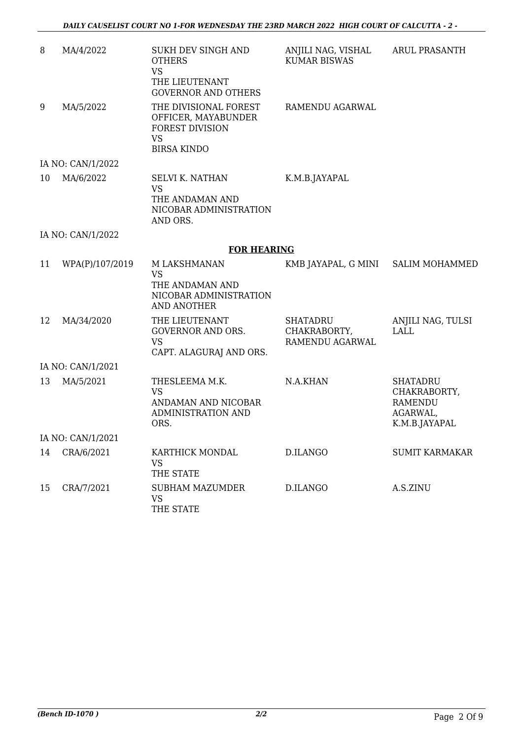| | | | | |
|---|---|---|---|---|
| 8 | MA/4/2022 | SUKH DEV SINGH AND OTHERS<br>VS<br>THE LIEUTENANT GOVERNOR AND OTHERS | ANJILI NAG, VISHAL KUMAR BISWAS | ARUL PRASANTH |
| 9 | MA/5/2022 | THE DIVISIONAL FOREST OFFICER, MAYABUNDER FOREST DIVISION<br>VS<br>BIRSA KINDO | RAMENDU AGARWAL | |
| IA NO: CAN/1/2022 | | | | |
| 10 | MA/6/2022 | SELVI K. NATHAN<br>VS<br>THE ANDAMAN AND NICOBAR ADMINISTRATION AND ORS. | K.M.B.JAYAPAL | |
| IA NO: CAN/1/2022 | | | | |

**FOR HEARING**

| | | | | |
|---|---|---|---|---|
| 11 | WPA(P)/107/2019 | M LAKSHMANAN<br>VS<br>THE ANDAMAN AND NICOBAR ADMINISTRATION AND ANOTHER | KMB JAYAPAL, G MINI | SALIM MOHAMMED |
| 12 | MA/34/2020 | THE LIEUTENANT GOVERNOR AND ORS.<br>VS<br>CAPT. ALAGURAJ AND ORS. | SHATADRU CHAKRABORTY, RAMENDU AGARWAL | ANJILI NAG, TULSI LALL |
| IA NO: CAN/1/2021 | | | | |
| 13 | MA/5/2021 | THESLEEMA M.K.<br>VS<br>ANDAMAN AND NICOBAR ADMINISTRATION AND ORS. | N.A.KHAN | SHATADRU CHAKRABORTY, RAMENDU AGARWAL, K.M.B.JAYAPAL |
| IA NO: CAN/1/2021 | | | | |
| 14 | CRA/6/2021 | KARTHICK MONDAL<br>VS<br>THE STATE | D.ILANGO | SUMIT KARMAKAR |
| 15 | CRA/7/2021 | SUBHAM MAZUMDER<br>VS<br>THE STATE | D.ILANGO | A.S.ZINU |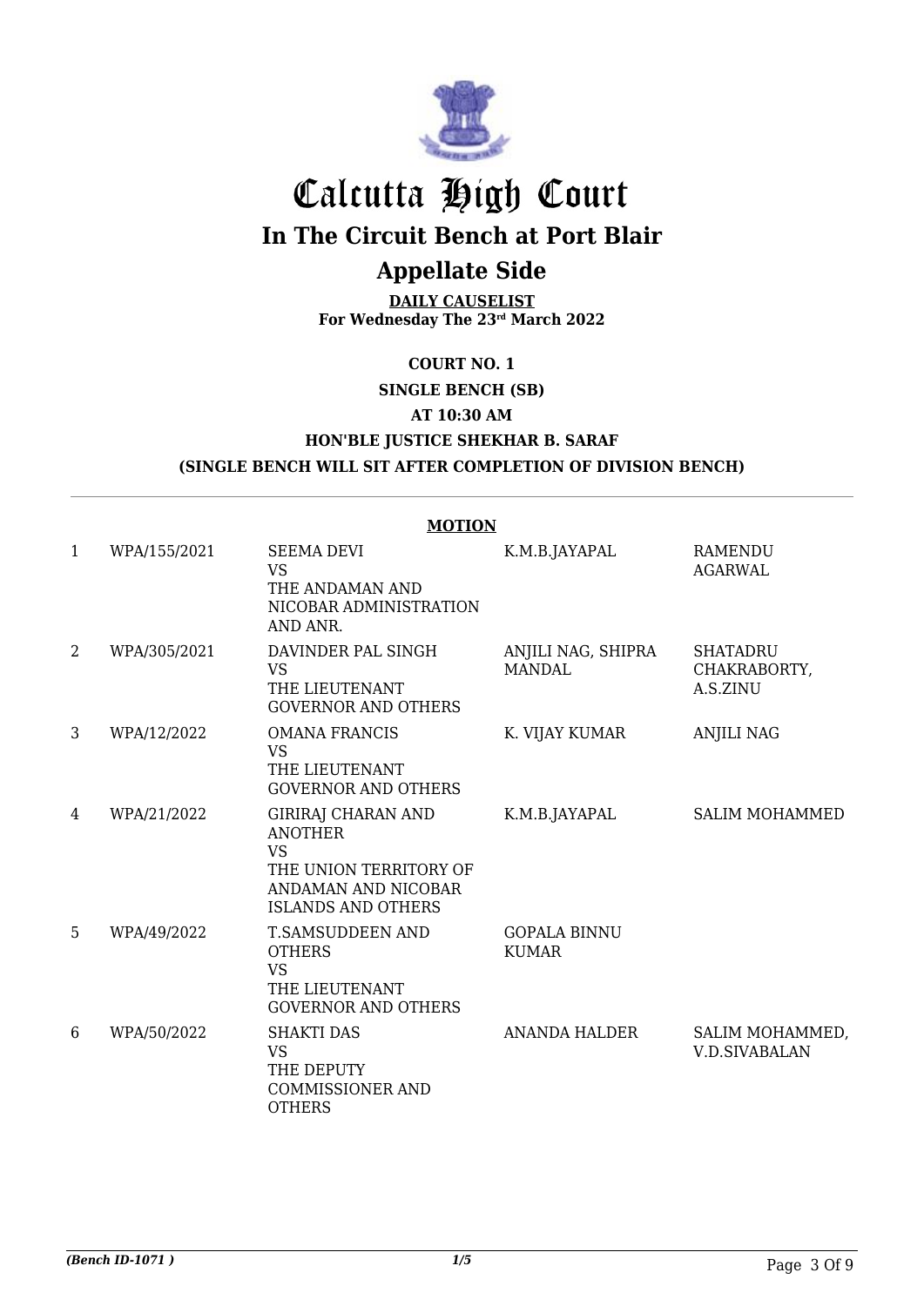# Calcutta High Court

## In The Circuit Bench at Port Blair

## Appellate Side

**DAILY CAUSELIST**
**For Wednesday The 23rd March 2022**

**COURT NO. 1**

**SINGLE BENCH (SB)**

**AT 10:30 AM**

**HON'BLE JUSTICE SHEKHAR B. SARAF**

**(SINGLE BENCH WILL SIT AFTER COMPLETION OF DIVISION BENCH)**

**MOTION**

| | | | | |
|---|---|---|---|---|
| 1 | WPA/155/2021 | SEEMA DEVI VS THE ANDAMAN AND NICOBAR ADMINISTRATION AND ANR. | K.M.B.JAYAPAL | RAMENDU AGARWAL |
| 2 | WPA/305/2021 | DAVINDER PAL SINGH VS THE LIEUTENANT GOVERNOR AND OTHERS | ANJILI NAG, SHIPRA MANDAL | SHATADRU CHAKRABORTY, A.S.ZINU |
| 3 | WPA/12/2022 | OMANA FRANCIS VS THE LIEUTENANT GOVERNOR AND OTHERS | K. VIJAY KUMAR | ANJILI NAG |
| 4 | WPA/21/2022 | GIRIRAJ CHARAN AND ANOTHER VS THE UNION TERRITORY OF ANDAMAN AND NICOBAR ISLANDS AND OTHERS | K.M.B.JAYAPAL | SALIM MOHAMMED |
| 5 | WPA/49/2022 | T.SAMSUDDEEN AND OTHERS VS THE LIEUTENANT GOVERNOR AND OTHERS | GOPALA BINNU KUMAR | |
| 6 | WPA/50/2022 | SHAKTI DAS VS THE DEPUTY COMMISSIONER AND OTHERS | ANANDA HALDER | SALIM MOHAMMED, V.D.SIVABALAN |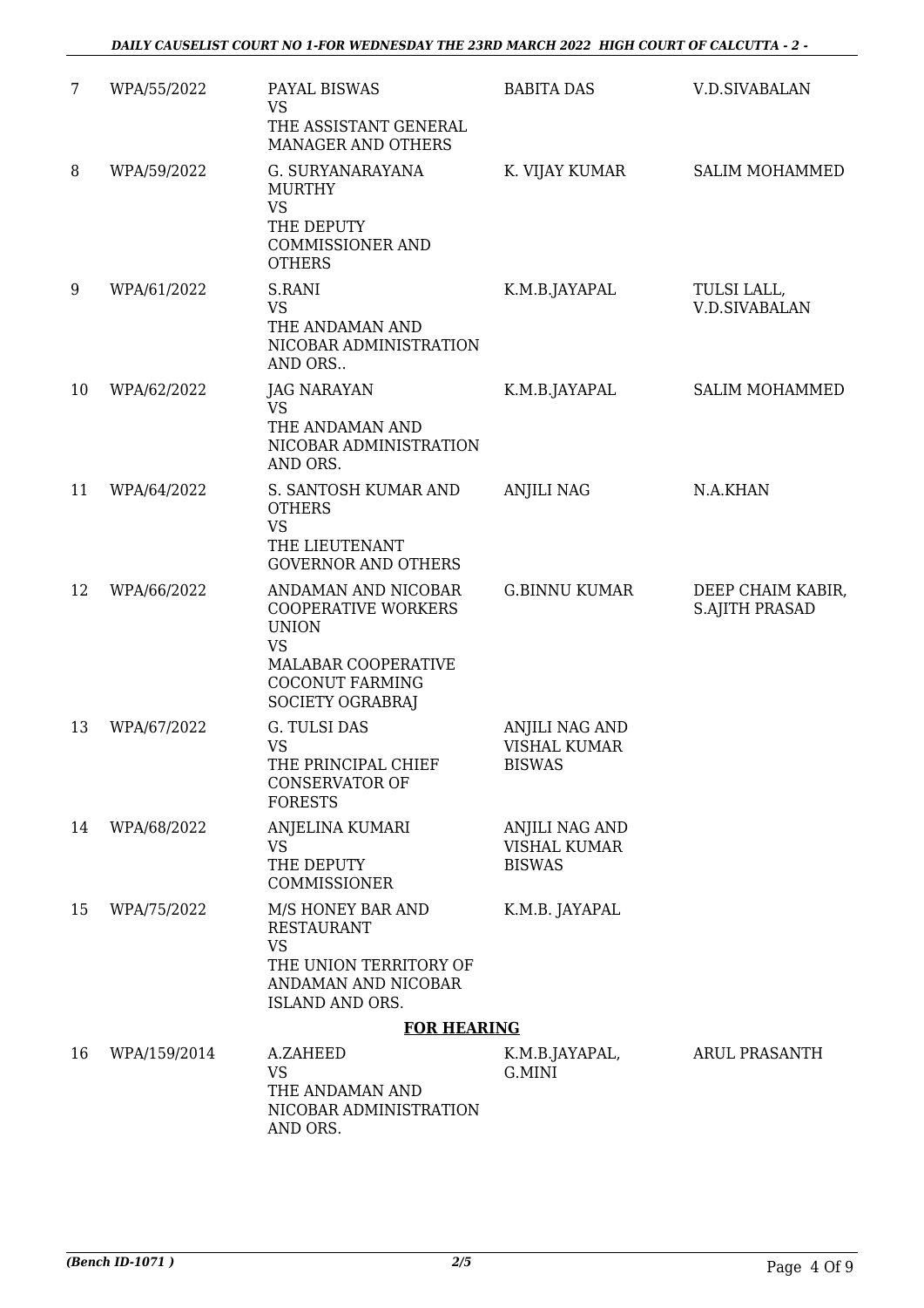| 7 | WPA/55/2022 | PAYAL BISWAS<br>VS<br>THE ASSISTANT GENERAL MANAGER AND OTHERS | BABITA DAS | V.D.SIVABALAN |
|---|---|---|---|---|
| 8 | WPA/59/2022 | G. SURYANARAYANA MURTHY<br>VS<br>THE DEPUTY COMMISSIONER AND OTHERS | K. VIJAY KUMAR | SALIM MOHAMMED |
| 9 | WPA/61/2022 | S.RANI<br>VS<br>THE ANDAMAN AND NICOBAR ADMINISTRATION AND ORS.. | K.M.B.JAYAPAL | TULSI LALL, V.D.SIVABALAN |
| 10 | WPA/62/2022 | JAG NARAYAN<br>VS<br>THE ANDAMAN AND NICOBAR ADMINISTRATION AND ORS. | K.M.B.JAYAPAL | SALIM MOHAMMED |
| 11 | WPA/64/2022 | S. SANTOSH KUMAR AND OTHERS<br>VS<br>THE LIEUTENANT GOVERNOR AND OTHERS | ANJILI NAG | N.A.KHAN |
| 12 | WPA/66/2022 | ANDAMAN AND NICOBAR COOPERATIVE WORKERS UNION<br>VS<br>MALABAR COOPERATIVE COCONUT FARMING SOCIETY OGRABRAJ | G.BINNU KUMAR | DEEP CHAIM KABIR, S.AJITH PRASAD |
| 13 | WPA/67/2022 | G. TULSI DAS<br>VS<br>THE PRINCIPAL CHIEF CONSERVATOR OF FORESTS | ANJILI NAG AND VISHAL KUMAR BISWAS | |
| 14 | WPA/68/2022 | ANJELINA KUMARI<br>VS<br>THE DEPUTY COMMISSIONER | ANJILI NAG AND VISHAL KUMAR BISWAS | |
| 15 | WPA/75/2022 | M/S HONEY BAR AND RESTAURANT<br>VS<br>THE UNION TERRITORY OF ANDAMAN AND NICOBAR ISLAND AND ORS. | K.M.B. JAYAPAL | |

**FOR HEARING**

| 16 | WPA/159/2014 | A.ZAHEED<br>VS<br>THE ANDAMAN AND NICOBAR ADMINISTRATION AND ORS. | K.M.B.JAYAPAL, G.MINI | ARUL PRASANTH |
|---|---|---|---|---|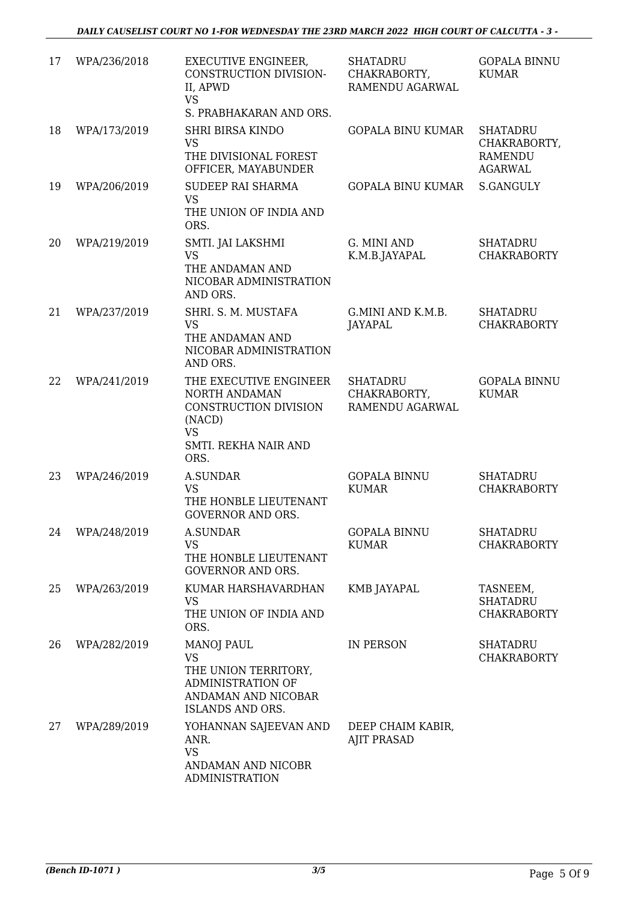| 17 | WPA/236/2018 | EXECUTIVE ENGINEER, CONSTRUCTION DIVISION-II, APWD<br>VS<br>S. PRABHAKARAN AND ORS. | SHATADRU CHAKRABORTY, RAMENDU AGARWAL | GOPALA BINNU KUMAR |
|---|---|---|---|---|
| 18 | WPA/173/2019 | SHRI BIRSA KINDO<br>VS<br>THE DIVISIONAL FOREST OFFICER, MAYABUNDER | GOPALA BINU KUMAR | SHATADRU CHAKRABORTY, RAMENDU AGARWAL |
| 19 | WPA/206/2019 | SUDEEP RAI SHARMA<br>VS<br>THE UNION OF INDIA AND ORS. | GOPALA BINU KUMAR | S.GANGULY |
| 20 | WPA/219/2019 | SMTI. JAI LAKSHMI<br>VS<br>THE ANDAMAN AND NICOBAR ADMINISTRATION AND ORS. | G. MINI AND K.M.B.JAYAPAL | SHATADRU CHAKRABORTY |
| 21 | WPA/237/2019 | SHRI. S. M. MUSTAFA<br>VS<br>THE ANDAMAN AND NICOBAR ADMINISTRATION AND ORS. | G.MINI AND K.M.B. JAYAPAL | SHATADRU CHAKRABORTY |
| 22 | WPA/241/2019 | THE EXECUTIVE ENGINEER NORTH ANDAMAN CONSTRUCTION DIVISION (NACD)<br>VS<br>SMTI. REKHA NAIR AND ORS. | SHATADRU CHAKRABORTY, RAMENDU AGARWAL | GOPALA BINNU KUMAR |
| 23 | WPA/246/2019 | A.SUNDAR<br>VS<br>THE HONBLE LIEUTENANT GOVERNOR AND ORS. | GOPALA BINNU KUMAR | SHATADRU CHAKRABORTY |
| 24 | WPA/248/2019 | A.SUNDAR<br>VS<br>THE HONBLE LIEUTENANT GOVERNOR AND ORS. | GOPALA BINNU KUMAR | SHATADRU CHAKRABORTY |
| 25 | WPA/263/2019 | KUMAR HARSHAVARDHAN<br>VS<br>THE UNION OF INDIA AND ORS. | KMB JAYAPAL | TASNEEM, SHATADRU CHAKRABORTY |
| 26 | WPA/282/2019 | MANOJ PAUL<br>VS<br>THE UNION TERRITORY, ADMINISTRATION OF ANDAMAN AND NICOBAR ISLANDS AND ORS. | IN PERSON | SHATADRU CHAKRABORTY |
| 27 | WPA/289/2019 | YOHANNAN SAJEEVAN AND ANR.<br>VS<br>ANDAMAN AND NICOBR ADMINISTRATION | DEEP CHAIM KABIR, AJIT PRASAD | |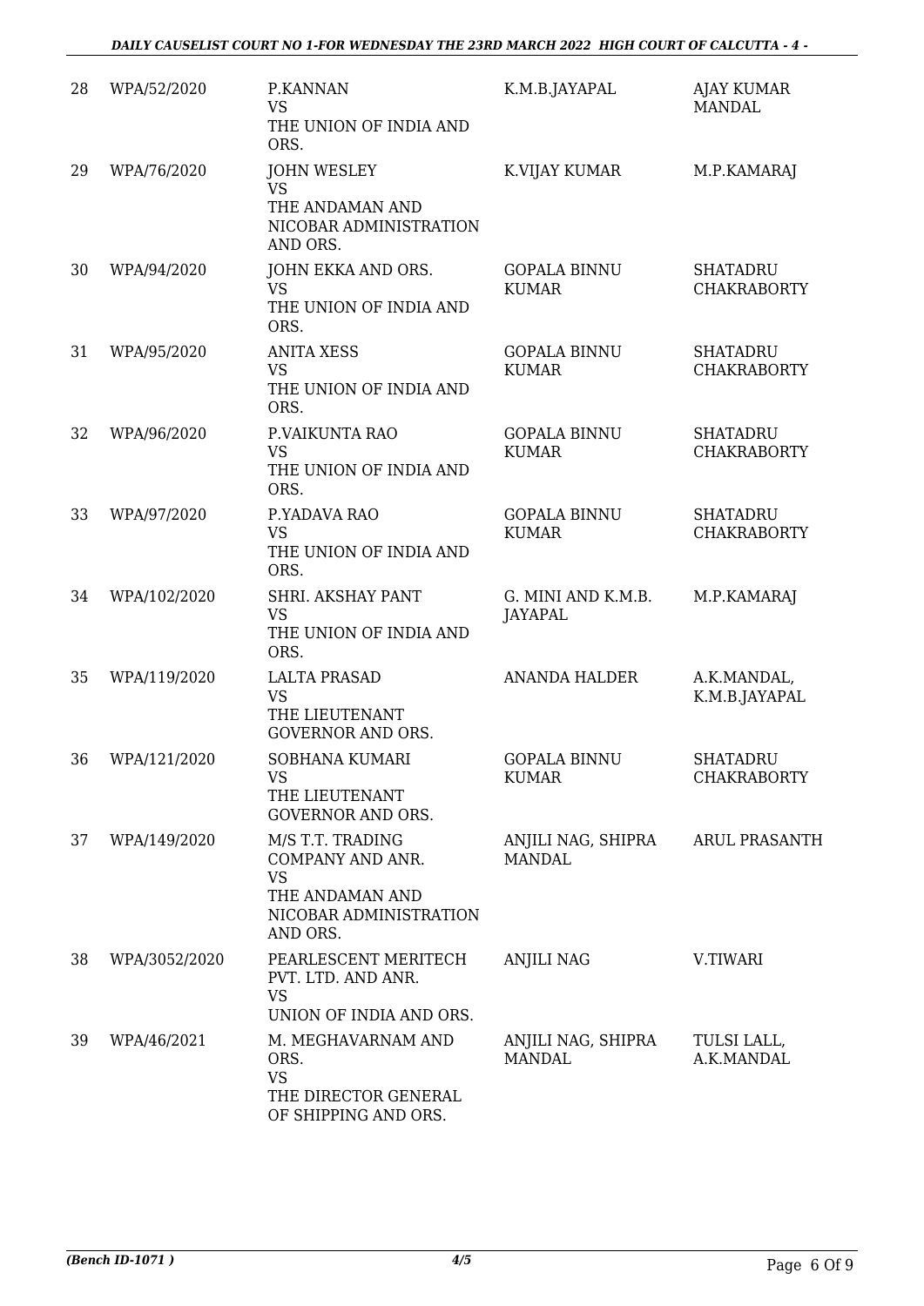| 28 | WPA/52/2020 | P.KANNAN<br>VS<br>THE UNION OF INDIA AND ORS. | K.M.B.JAYAPAL | AJAY KUMAR MANDAL |
|---|---|---|---|---|
| 29 | WPA/76/2020 | JOHN WESLEY<br>VS<br>THE ANDAMAN AND NICOBAR ADMINISTRATION AND ORS. | K.VIJAY KUMAR | M.P.KAMARAJ |
| 30 | WPA/94/2020 | JOHN EKKA AND ORS.<br>VS<br>THE UNION OF INDIA AND ORS. | GOPALA BINNU KUMAR | SHATADRU CHAKRABORTY |
| 31 | WPA/95/2020 | ANITA XESS<br>VS<br>THE UNION OF INDIA AND ORS. | GOPALA BINNU KUMAR | SHATADRU CHAKRABORTY |
| 32 | WPA/96/2020 | P.VAIKUNTA RAO<br>VS<br>THE UNION OF INDIA AND ORS. | GOPALA BINNU KUMAR | SHATADRU CHAKRABORTY |
| 33 | WPA/97/2020 | P.YADAVA RAO<br>VS<br>THE UNION OF INDIA AND ORS. | GOPALA BINNU KUMAR | SHATADRU CHAKRABORTY |
| 34 | WPA/102/2020 | SHRI. AKSHAY PANT<br>VS<br>THE UNION OF INDIA AND ORS. | G. MINI AND K.M.B. JAYAPAL | M.P.KAMARAJ |
| 35 | WPA/119/2020 | LALTA PRASAD<br>VS<br>THE LIEUTENANT GOVERNOR AND ORS. | ANANDA HALDER | A.K.MANDAL, K.M.B.JAYAPAL |
| 36 | WPA/121/2020 | SOBHANA KUMARI<br>VS<br>THE LIEUTENANT GOVERNOR AND ORS. | GOPALA BINNU KUMAR | SHATADRU CHAKRABORTY |
| 37 | WPA/149/2020 | M/S T.T. TRADING COMPANY AND ANR.<br>VS<br>THE ANDAMAN AND NICOBAR ADMINISTRATION AND ORS. | ANJILI NAG, SHIPRA MANDAL | ARUL PRASANTH |
| 38 | WPA/3052/2020 | PEARLESCENT MERITECH PVT. LTD. AND ANR.<br>VS<br>UNION OF INDIA AND ORS. | ANJILI NAG | V.TIWARI |
| 39 | WPA/46/2021 | M. MEGHAVARNAM AND ORS.<br>VS<br>THE DIRECTOR GENERAL OF SHIPPING AND ORS. | ANJILI NAG, SHIPRA MANDAL | TULSI LALL, A.K.MANDAL |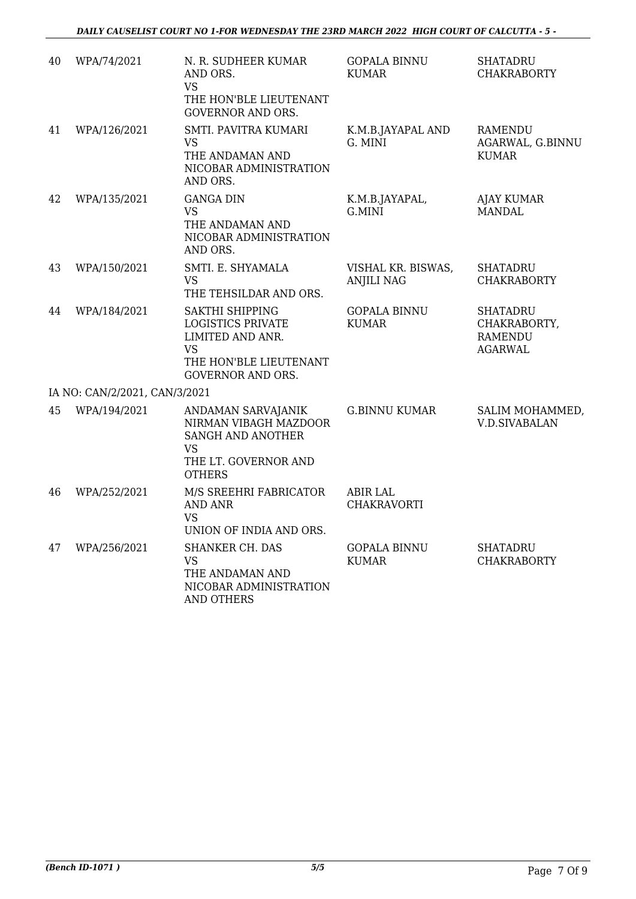| 40 | WPA/74/2021 | N. R. SUDHEER KUMAR AND ORS. VS THE HON'BLE LIEUTENANT GOVERNOR AND ORS. | GOPALA BINNU KUMAR | SHATADRU CHAKRABORTY |
|---|---|---|---|---|
| 41 | WPA/126/2021 | SMTI. PAVITRA KUMARI VS THE ANDAMAN AND NICOBAR ADMINISTRATION AND ORS. | K.M.B.JAYAPAL AND G. MINI | RAMENDU AGARWAL, G.BINNU KUMAR |
| 42 | WPA/135/2021 | GANGA DIN VS THE ANDAMAN AND NICOBAR ADMINISTRATION AND ORS. | K.M.B.JAYAPAL, G.MINI | AJAY KUMAR MANDAL |
| 43 | WPA/150/2021 | SMTI. E. SHYAMALA VS THE TEHSILDAR AND ORS. | VISHAL KR. BISWAS, ANJILI NAG | SHATADRU CHAKRABORTY |
| 44 | WPA/184/2021 | SAKTHI SHIPPING LOGISTICS PRIVATE LIMITED AND ANR. VS THE HON'BLE LIEUTENANT GOVERNOR AND ORS. | GOPALA BINNU KUMAR | SHATADRU CHAKRABORTY, RAMENDU AGARWAL |
| | IA NO: CAN/2/2021, CAN/3/2021 | | | |
| 45 | WPA/194/2021 | ANDAMAN SARVAJANIK NIRMAN VIBAGH MAZDOOR SANGH AND ANOTHER VS THE LT. GOVERNOR AND OTHERS | G.BINNU KUMAR | SALIM MOHAMMED, V.D.SIVABALAN |
| 46 | WPA/252/2021 | M/S SREEHRI FABRICATOR AND ANR VS UNION OF INDIA AND ORS. | ABIR LAL CHAKRAVORTI | |
| 47 | WPA/256/2021 | SHANKER CH. DAS VS THE ANDAMAN AND NICOBAR ADMINISTRATION AND OTHERS | GOPALA BINNU KUMAR | SHATADRU CHAKRABORTY |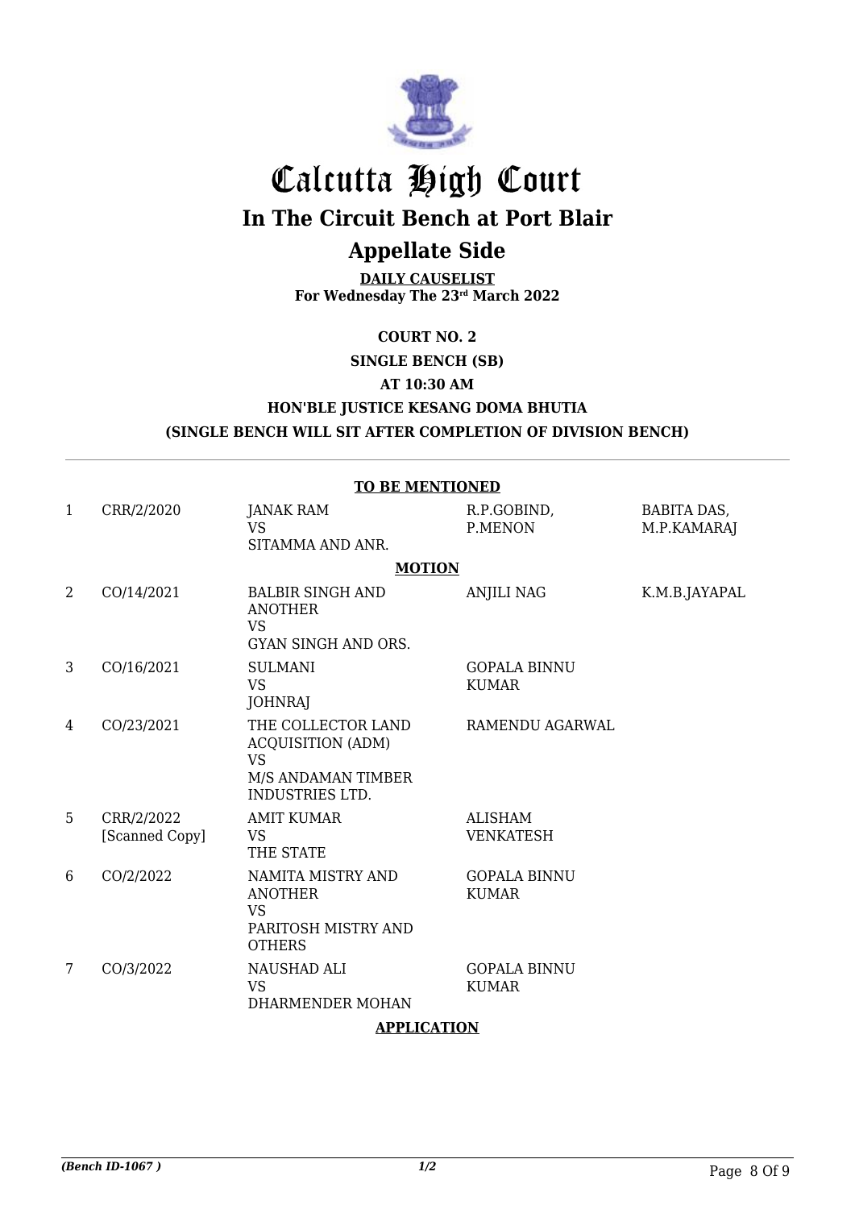# Calcutta High Court

## In The Circuit Bench at Port Blair

## Appellate Side

**DAILY CAUSELIST**
**For Wednesday The 23rd March 2022**

**COURT NO. 2**

**SINGLE BENCH (SB)**

**AT 10:30 AM**

**HON'BLE JUSTICE KESANG DOMA BHUTIA**

**(SINGLE BENCH WILL SIT AFTER COMPLETION OF DIVISION BENCH)**

**TO BE MENTIONED**

| | | | | |
|---|---|---|---|---|
| 1 | CRR/2/2020 | JANAK RAM VS SITAMMA AND ANR. | R.P.GOBIND, P.MENON | BABITA DAS, M.P.KAMARAJ |

**MOTION**

| | | | | |
|---|---|---|---|---|
| 2 | CO/14/2021 | BALBIR SINGH AND ANOTHER VS GYAN SINGH AND ORS. | ANJILI NAG | K.M.B.JAYAPAL |
| 3 | CO/16/2021 | SULMANI VS JOHNRAJ | GOPALA BINNU KUMAR | |
| 4 | CO/23/2021 | THE COLLECTOR LAND ACQUISITION (ADM) VS M/S ANDAMAN TIMBER INDUSTRIES LTD. | RAMENDU AGARWAL | |
| 5 | CRR/2/2022 [Scanned Copy] | AMIT KUMAR VS THE STATE | ALISHAM VENKATESH | |
| 6 | CO/2/2022 | NAMITA MISTRY AND ANOTHER VS PARITOSH MISTRY AND OTHERS | GOPALA BINNU KUMAR | |
| 7 | CO/3/2022 | NAUSHAD ALI VS DHARMENDER MOHAN | GOPALA BINNU KUMAR | |

**APPLICATION**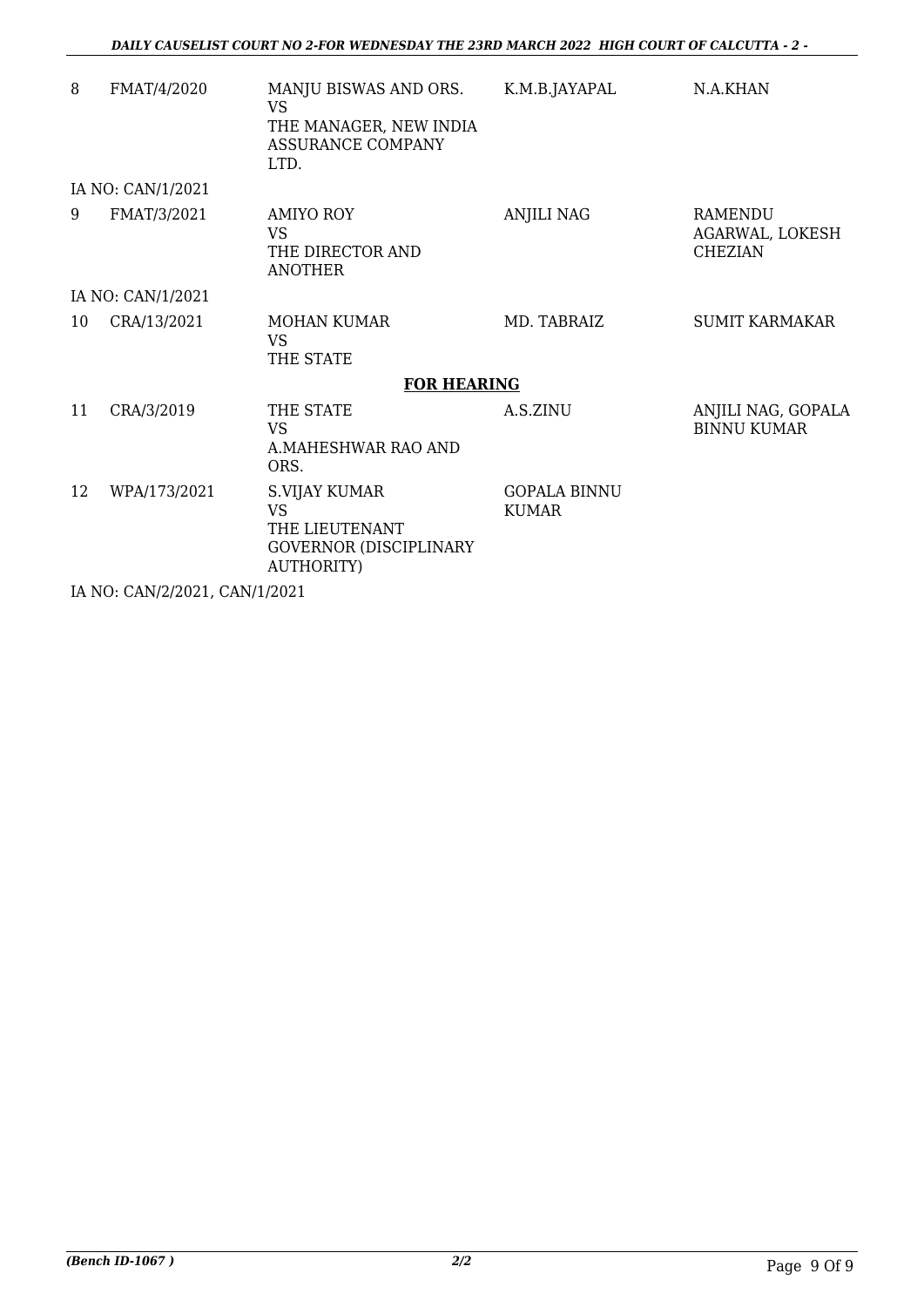| | | | | |
|---|---|---|---|---|
| 8 | FMAT/4/2020 | MANJU BISWAS AND ORS.<br>VS<br>THE MANAGER, NEW INDIA ASSURANCE COMPANY LTD. | K.M.B.JAYAPAL | N.A.KHAN |
| IA NO: CAN/1/2021 | | | | |
| 9 | FMAT/3/2021 | AMIYO ROY<br>VS<br>THE DIRECTOR AND ANOTHER | ANJILI NAG | RAMENDU AGARWAL, LOKESH CHEZIAN |
| IA NO: CAN/1/2021 | | | | |
| 10 | CRA/13/2021 | MOHAN KUMAR<br>VS<br>THE STATE | MD. TABRAIZ | SUMIT KARMAKAR |

**FOR HEARING**

| | | | | |
|---|---|---|---|---|
| 11 | CRA/3/2019 | THE STATE<br>VS<br>A.MAHESHWAR RAO AND ORS. | A.S.ZINU | ANJILI NAG, GOPALA BINNU KUMAR |
| 12 | WPA/173/2021 | S.VIJAY KUMAR<br>VS<br>THE LIEUTENANT GOVERNOR (DISCIPLINARY AUTHORITY) | GOPALA BINNU KUMAR | |
| IA NO: CAN/2/2021, CAN/1/2021 | | | | |

*(Bench ID-1067 )*